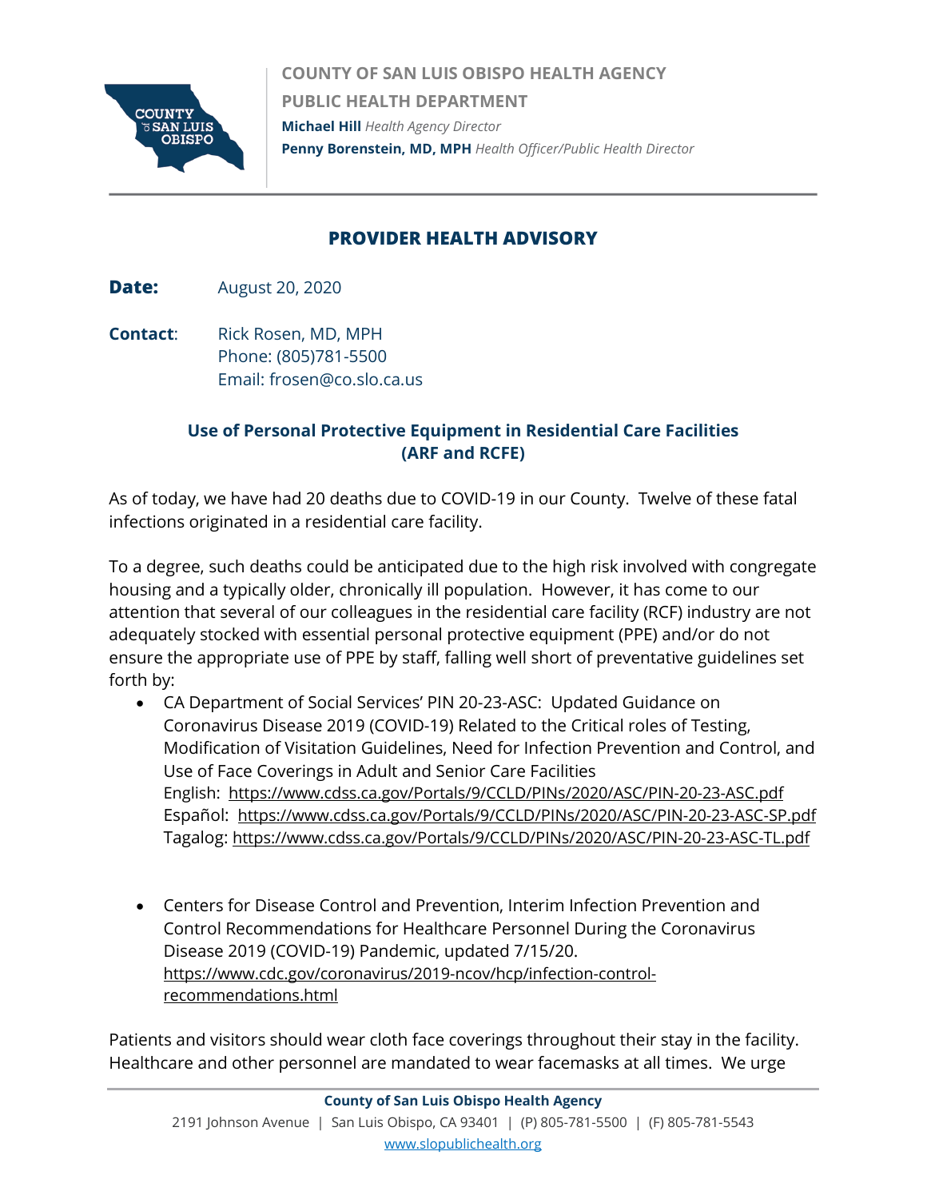**COUNTY OF SAN LUIS OBISPO HEALTH AGENCY**

**PUBLIC HEALTH DEPARTMENT**

**Michael Hill** *Health Agency Director*

**Penny Borenstein, MD, MPH** *Health Officer/Public Health Director*

# PROVIDER HEALTH ADVISORY

**Date:** August 20, 2020

**Contact:** Rick Rosen, MD, MPH
Phone: (805)781-5500
Email: frosen@co.slo.ca.us

## Use of Personal Protective Equipment in Residential Care Facilities (ARF and RCFE)

As of today, we have had 20 deaths due to COVID-19 in our County. Twelve of these fatal infections originated in a residential care facility.

To a degree, such deaths could be anticipated due to the high risk involved with congregate housing and a typically older, chronically ill population. However, it has come to our attention that several of our colleagues in the residential care facility (RCF) industry are not adequately stocked with essential personal protective equipment (PPE) and/or do not ensure the appropriate use of PPE by staff, falling well short of preventative guidelines set forth by:

- CA Department of Social Services' PIN 20-23-ASC: Updated Guidance on Coronavirus Disease 2019 (COVID-19) Related to the Critical roles of Testing, Modification of Visitation Guidelines, Need for Infection Prevention and Control, and Use of Face Coverings in Adult and Senior Care Facilities
  English: https://www.cdss.ca.gov/Portals/9/CCLD/PINs/2020/ASC/PIN-20-23-ASC.pdf
  Español: https://www.cdss.ca.gov/Portals/9/CCLD/PINs/2020/ASC/PIN-20-23-ASC-SP.pdf
  Tagalog: https://www.cdss.ca.gov/Portals/9/CCLD/PINs/2020/ASC/PIN-20-23-ASC-TL.pdf

- Centers for Disease Control and Prevention, Interim Infection Prevention and Control Recommendations for Healthcare Personnel During the Coronavirus Disease 2019 (COVID-19) Pandemic, updated 7/15/20.
  https://www.cdc.gov/coronavirus/2019-ncov/hcp/infection-control-recommendations.html

Patients and visitors should wear cloth face coverings throughout their stay in the facility. Healthcare and other personnel are mandated to wear facemasks at all times. We urge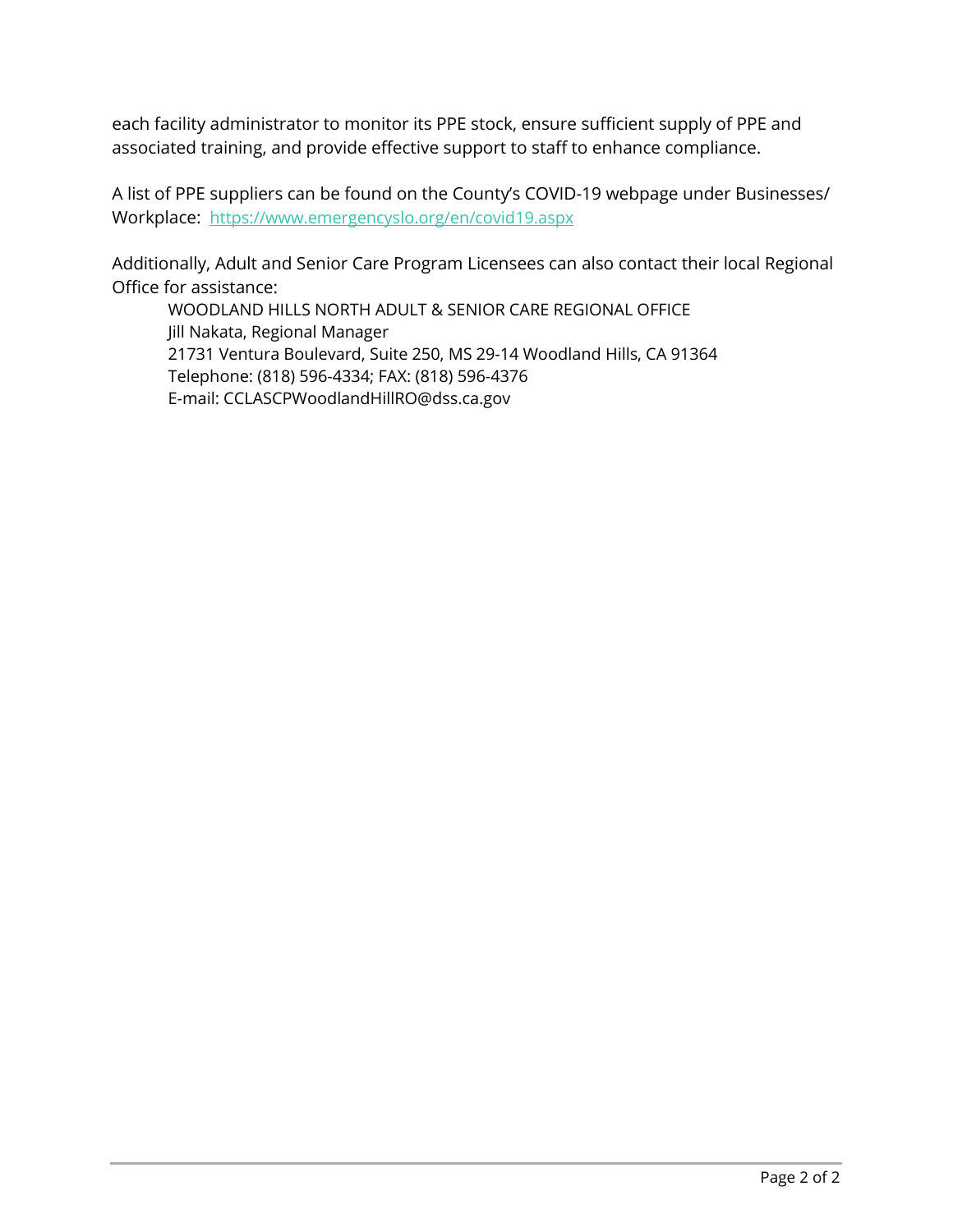each facility administrator to monitor its PPE stock, ensure sufficient supply of PPE and associated training, and provide effective support to staff to enhance compliance.

A list of PPE suppliers can be found on the County's COVID-19 webpage under Businesses/ Workplace: [https://www.emergencyslo.org/en/covid19.aspx](https://www.emergencyslo.org/en/covid19.aspx)

Additionally, Adult and Senior Care Program Licensees can also contact their local Regional Office for assistance:

> WOODLAND HILLS NORTH ADULT & SENIOR CARE REGIONAL OFFICE
> Jill Nakata, Regional Manager
> 21731 Ventura Boulevard, Suite 250, MS 29-14 Woodland Hills, CA 91364
> Telephone: (818) 596-4334; FAX: (818) 596-4376
> E-mail: CCLASCPWoodlandHillRO@dss.ca.gov